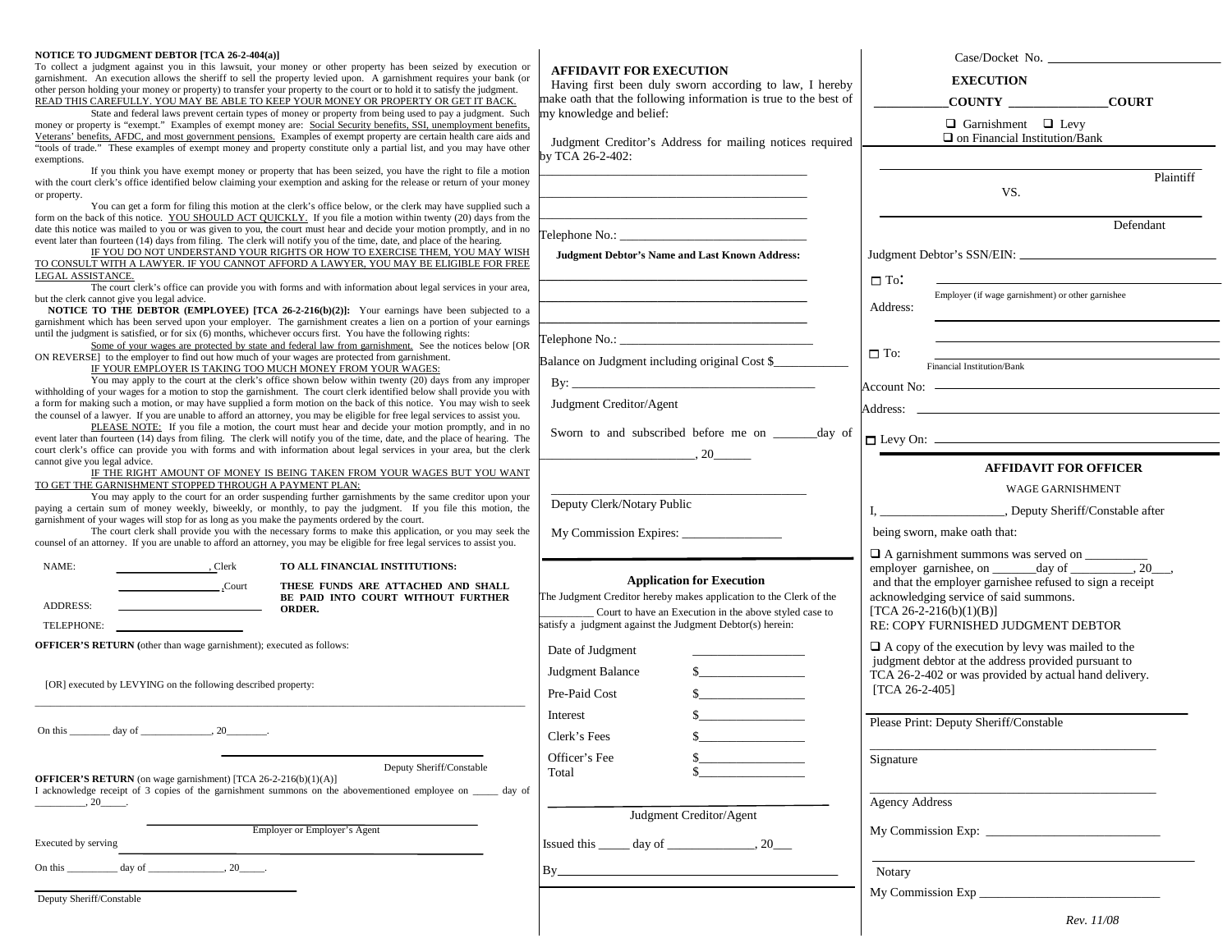**NOTICE TO JUDGMENT DEBTOR [TCA 26-2-404(a)]**

To collect a judgment against you in this lawsuit, your money or other property has been seized by execution or garnishment. An execution allows the sheriff to sell the property levied upon. A garnishment requires your bank (or other person holding your money or property) to transfer your property to the court or to hold it to satisfy the judgment. READ THIS CAREFULLY. YOU MAY BE ABLE TO KEEP YOUR MONEY OR PROPERTY OR GET IT BACK.

State and federal laws prevent certain types of money or property from being used to pay a judgment. Such money or property is "exempt." Examples of exempt money are: Social Security benefits, SSI, unemployment benefits, Veterans' benefits, AFDC, and most government pensions. Examples of exempt property are certain health care aids and "tools of trade." These examples of exempt money and property constitute only a partial list, and you may have other exemptions.

If you think you have exempt money or property that has been seized, you have the right to file a motion with the court clerk's office identified below claiming your exemption and asking for the release or return of your money or property.

You can get a form for filing this motion at the clerk's office below, or the clerk may have supplied such a form on the back of this notice. YOU SHOULD ACT QUICKLY. If you file a motion within twenty (20) days from the date this notice was mailed to you or was given to you, the court must hear and decide your motion promptly, and in no event later than fourteen (14) days from filing. The clerk will notify you of the time, date, and place of the hearing.

IF YOU DO NOT UNDERSTAND YOUR RIGHTS OR HOW TO EXERCISE THEM, YOU MAY WISH TO CONSULT WITH A LAWYER. IF YOU CANNOT AFFORD A LAWYER, YOU MAY BE ELIGIBLE FOR FREE LEGAL ASSISTANCE.

The court clerk's office can provide you with forms and with information about legal services in your area, but the clerk cannot give you legal advice.

**NOTICE TO THE DEBTOR (EMPLOYEE) [TCA 26-2-216(b)(2)]:** Your earnings have been subjected to a garnishment which has been served upon your employer. The garnishment creates a lien on a portion of your earnings until the judgment is satisfied, or for six (6) months, whichever occurs first. You have the following rights:

Some of your wages are protected by state and federal law from garnishment. See the notices below [OR ON REVERSE] to the employer to find out how much of your wages are protected from garnishment.

IF YOUR EMPLOYER IS TAKING TOO MUCH MONEY FROM YOUR WAGES:

You may apply to the court at the clerk's office shown below within twenty (20) days from any improper withholding of your wages for a motion to stop the garnishment. The court clerk identified below shall provide you with a form for making such a motion, or may have supplied a form motion on the back of this notice. You may wish to seek the counsel of a lawyer. If you are unable to afford an attorney, you may be eligible for free legal services to assist you.

PLEASE NOTE: If you file a motion, the court must hear and decide your motion promptly, and in no event later than fourteen (14) days from filing. The clerk will notify you of the time, date, and place of hearing. The court clerk's office can provide you with forms and with information about legal services in your area, but the clerk cannot give you legal advice.

IF THE RIGHT AMOUNT OF MONEY IS BEING TAKEN FROM YOUR WAGES BUT YOU WANT TO GET THE GARNISHMENT STOPPED THROUGH A PAYMENT PLAN:

You may apply to the court for an order suspending further garnishments by the same creditor upon your paying a certain sum of money weekly, biweekly, or monthly, to pay the judgment. If you file this motion, the garnishment of your wages will stop for as long as you make the payments ordered by the court.

The court clerk shall provide you with the necessary forms to make this application, or you may seek the counsel of an attorney. If you are unable to afford an attorney, you may be eligible for free legal services to assist you.

NAME: ________________, Clerk
________________, Court
ADDRESS: ________________
TELEPHONE: ________________

**TO ALL FINANCIAL INSTITUTIONS:**

**THESE FUNDS ARE ATTACHED AND SHALL BE PAID INTO COURT WITHOUT FURTHER ORDER.**

**OFFICER'S RETURN (**other than wage garnishment); executed as follows:

[OR] executed by LEVYING on the following described property:

________________________________________

On this ________ day of ______________, 20________.

________________________
Deputy Sheriff/Constable

**OFFICER'S RETURN** (on wage garnishment) [TCA 26-2-216(b)(1)(A)]
I acknowledge receipt of 3 copies of the garnishment summons on the abovementioned employee on _____ day of __________, 20_____.

________________________
Employer or Employer's Agent

Executed by serving ________________________

On this __________ day of _______________, 20_____.

________________________
Deputy Sheriff/Constable

**AFFIDAVIT FOR EXECUTION**

Having first been duly sworn according to law, I hereby make oath that the following information is true to the best of my knowledge and belief:

Judgment Creditor's Address for mailing notices required by TCA 26-2-402:

________________________________________
________________________________________
________________________________________

Telephone No.: ________________________

**Judgment Debtor's Name and Last Known Address:**

________________________________________
________________________________________
________________________________________

Telephone No.: ________________________

Balance on Judgment including original Cost $____________

By: ________________________________________

Judgment Creditor/Agent

Sworn to and subscribed before me on _______day of ________________________, 20______

________________________________________
Deputy Clerk/Notary Public

My Commission Expires: ________________

**Application for Execution**

The Judgment Creditor hereby makes application to the Clerk of the _________ Court to have an Execution in the above styled case to satisfy a judgment against the Judgment Debtor(s) herein:

| | |
|---|---|
| Date of Judgment | _________________ |
| Judgment Balance | $_________________ |
| Pre-Paid Cost | $_________________ |
| Interest | $_________________ |
| Clerk's Fees | $_________________ |
| Officer's Fee | $_________________ |
| Total | $_________________ |

________________________________________
Judgment Creditor/Agent

Issued this _____ day of ______________, 20___

By______________________________________________

Case/Docket No. ________________________

**EXECUTION**

___________**COUNTY** ______________**COURT**

❑ Garnishment ❑ Levy
❑ on Financial Institution/Bank

________________________________________
Plaintiff

VS.

________________________________________
Defendant

Judgment Debtor's SSN/EIN: ________________________

☐ To: ________________________________________
Employer (if wage garnishment) or other garnishee
Address: ________________________________________
________________________________________

☐ To: ________________________________________
Financial Institution/Bank
Account No: ________________________________________
Address: ________________________________________

☐ Levy On: ________________________________________

**AFFIDAVIT FOR OFFICER**

WAGE GARNISHMENT

I, ___________________, Deputy Sheriff/Constable after being sworn, make oath that:

❑ A garnishment summons was served on __________ employer garnishee, on _______day of __________, 20___, and that the employer garnishee refused to sign a receipt acknowledging service of said summons.
[TCA 26-2-216(b)(1)(B)]
RE: COPY FURNISHED JUDGMENT DEBTOR

❑ A copy of the execution by levy was mailed to the judgment debtor at the address provided pursuant to TCA 26-2-402 or was provided by actual hand delivery. [TCA 26-2-405]

________________________________________
Please Print: Deputy Sheriff/Constable

________________________________________
Signature

________________________________________
Agency Address

My Commission Exp: ___________________________

________________________________________
Notary

My Commission Exp ___________________________

*Rev. 11/08*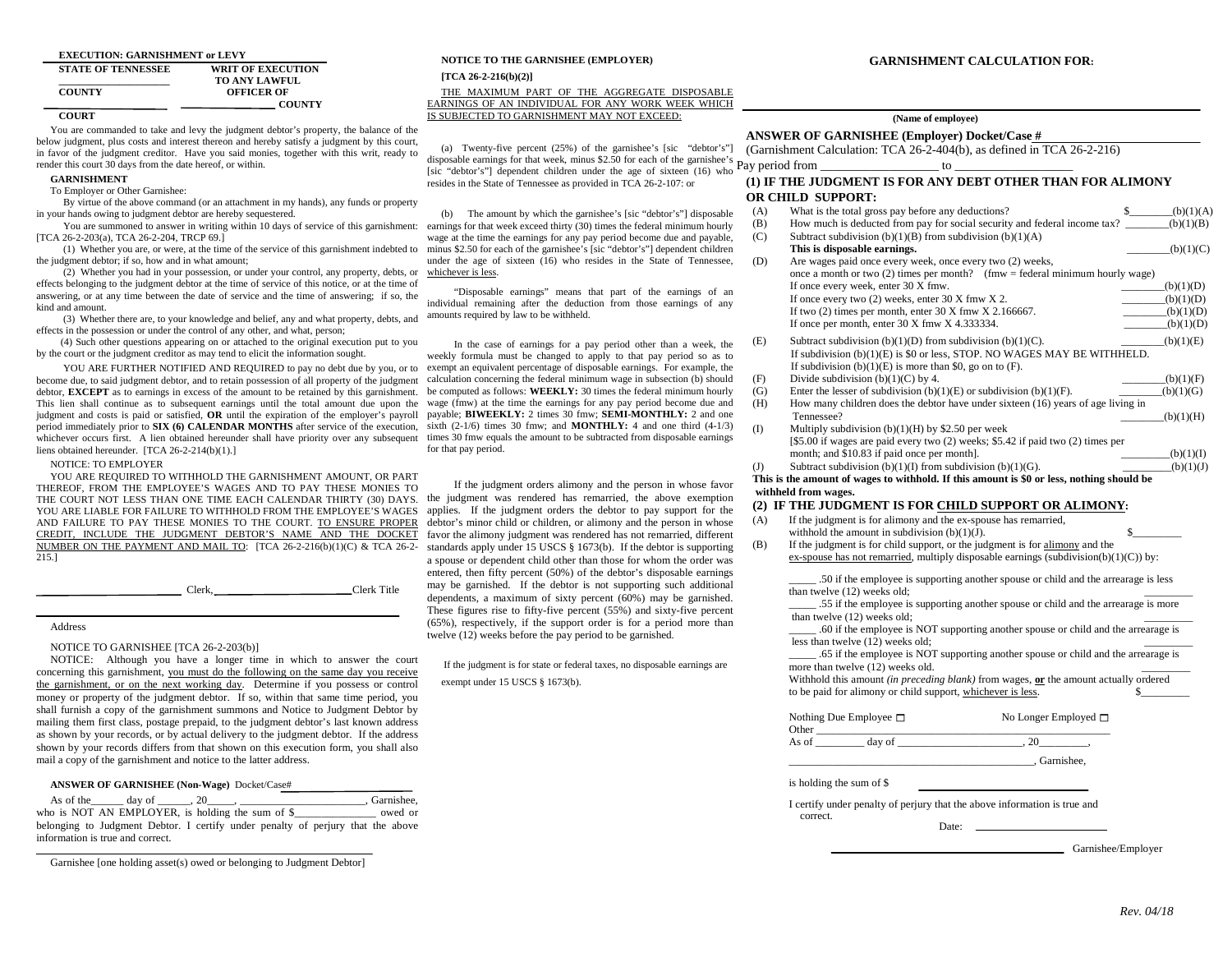**EXECUTION: GARNISHMENT or LEVY**

| STATE OF TENNESSEE | WRIT OF EXECUTION TO ANY LAWFUL OFFICER OF |
|---|---|
| ______________ COUNTY | ______________ COUNTY |
| ______________ COURT | |

You are commanded to take and levy the judgment debtor's property, the balance of the below judgment, plus costs and interest thereon and hereby satisfy a judgment by this court, in favor of the judgment creditor. Have you said monies, together with this writ, ready to render this court 30 days from the date hereof, or within.

**GARNISHMENT**

To Employer or Other Garnishee:

By virtue of the above command (or an attachment in my hands), any funds or property in your hands owing to judgment debtor are hereby sequestered.

You are summoned to answer in writing within 10 days of service of this garnishment: [TCA 26-2-203(a), TCA 26-2-204, TRCP 69.]

(1) Whether you are, or were, at the time of the service of this garnishment indebted to the judgment debtor; if so, how and in what amount;

(2) Whether you had in your possession, or under your control, any property, debts, or effects belonging to the judgment debtor at the time of service of this notice, or at the time of answering, or at any time between the date of service and the time of answering; if so, the kind and amount.

(3) Whether there are, to your knowledge and belief, any and what property, debts, and effects in the possession or under the control of any other, and what, person;

(4) Such other questions appearing on or attached to the original execution put to you by the court or the judgment creditor as may tend to elicit the information sought.

YOU ARE FURTHER NOTIFIED AND REQUIRED to pay no debt due by you, or to become due, to said judgment debtor, and to retain possession of all property of the judgment debtor, **EXCEPT** as to earnings in excess of the amount to be retained by this garnishment. This lien shall continue as to subsequent earnings until the total amount due upon the judgment and costs is paid or satisfied, **OR** until the expiration of the employer's payroll period immediately prior to **SIX (6) CALENDAR MONTHS** after service of the execution, whichever occurs first. A lien obtained hereunder shall have priority over any subsequent liens obtained hereunder. [TCA 26-2-214(b)(1).]

NOTICE: TO EMPLOYER

YOU ARE REQUIRED TO WITHHOLD THE GARNISHMENT AMOUNT, OR PART THEREOF, FROM THE EMPLOYEE'S WAGES AND TO PAY THESE MONIES TO THE COURT NOT LESS THAN ONE TIME EACH CALENDAR THIRTY (30) DAYS. YOU ARE LIABLE FOR FAILURE TO WITHHOLD FROM THE EMPLOYEE'S WAGES AND FAILURE TO PAY THESE MONIES TO THE COURT. TO ENSURE PROPER CREDIT, INCLUDE THE JUDGMENT DEBTOR'S NAME AND THE DOCKET NUMBER ON THE PAYMENT AND MAIL TO: [TCA 26-2-216(b)(1)(C) & TCA 26-2-215.]

______________ Clerk, ______________ Clerk Title

______________

Address

NOTICE TO GARNISHEE [TCA 26-2-203(b)]

NOTICE: Although you have a longer time in which to answer the court concerning this garnishment, you must do the following on the same day you receive the garnishment, or on the next working day. Determine if you possess or control money or property of the judgment debtor. If so, within that same time period, you shall furnish a copy of the garnishment summons and Notice to Judgment Debtor by mailing them first class, postage prepaid, to the judgment debtor's last known address as shown by your records, or by actual delivery to the judgment debtor. If the address shown by your records differs from that shown on this execution form, you shall also mail a copy of the garnishment and notice to the latter address.

**ANSWER OF GARNISHEE (Non-Wage)** Docket/Case# ______________

As of the______ day of ______, 20_____, ______________, Garnishee, who is NOT AN EMPLOYER, is holding the sum of $______________ owed or belonging to Judgment Debtor. I certify under penalty of perjury that the above information is true and correct.

______________

Garnishee [one holding asset(s) owed or belonging to Judgment Debtor]

**NOTICE TO THE GARNISHEE (EMPLOYER)**

**[TCA 26-2-216(b)(2)]**

THE MAXIMUM PART OF THE AGGREGATE DISPOSABLE EARNINGS OF AN INDIVIDUAL FOR ANY WORK WEEK WHICH IS SUBJECTED TO GARNISHMENT MAY NOT EXCEED:

(a) Twenty-five percent (25%) of the garnishee's [sic "debtor's"] disposable earnings for that week, minus $2.50 for each of the garnishee's [sic "debtor's"] dependent children under the age of sixteen (16) who resides in the State of Tennessee as provided in TCA 26-2-107: or

(b) The amount by which the garnishee's [sic "debtor's"] disposable earnings for that week exceed thirty (30) times the federal minimum hourly wage at the time the earnings for any pay period become due and payable, minus $2.50 for each of the garnishee's [sic "debtor's"] dependent children under the age of sixteen (16) who resides in the State of Tennessee, whichever is less.

"Disposable earnings" means that part of the earnings of an individual remaining after the deduction from those earnings of any amounts required by law to be withheld.

In the case of earnings for a pay period other than a week, the weekly formula must be changed to apply to that pay period so as to exempt an equivalent percentage of disposable earnings. For example, the calculation concerning the federal minimum wage in subsection (b) should be computed as follows: **WEEKLY:** 30 times the federal minimum hourly wage (fmw) at the time the earnings for any pay period become due and payable; **BIWEEKLY:** 2 times 30 fmw; **SEMI-MONTHLY:** 2 and one sixth (2-1/6) times 30 fmw; and **MONTHLY:** 4 and one third (4-1/3) times 30 fmw equals the amount to be subtracted from disposable earnings for that pay period.

If the judgment orders alimony and the person in whose favor the judgment was rendered has remarried, the above exemption applies. If the judgment orders the debtor to pay support for the debtor's minor child or children, or alimony and the person in whose favor the alimony judgment was rendered has not remarried, different standards apply under 15 USCS § 1673(b). If the debtor is supporting a spouse or dependent child other than those for whom the order was entered, then fifty percent (50%) of the debtor's disposable earnings may be garnished. If the debtor is not supporting such additional dependents, a maximum of sixty percent (60%) may be garnished. These figures rise to fifty-five percent (55%) and sixty-five percent (65%), respectively, if the support order is for a period more than twelve (12) weeks before the pay period to be garnished.

If the judgment is for state or federal taxes, no disposable earnings are exempt under 15 USCS § 1673(b).

**GARNISHMENT CALCULATION FOR:**

______________

**(Name of employee)**

**ANSWER OF GARNISHEE (Employer) Docket/Case #** ______________

(Garnishment Calculation: TCA 26-2-404(b), as defined in TCA 26-2-216)

Pay period from ______________ to ______________

**(1) IF THE JUDGMENT IS FOR ANY DEBT OTHER THAN FOR ALIMONY OR CHILD SUPPORT:**

| | | |
|---|---|---|
| (A) | What is the total gross pay before any deductions? | $________(b)(1)(A) |
| (B) | How much is deducted from pay for social security and federal income tax? | ________(b)(1)(B) |
| (C) | Subtract subdivision (b)(1)(B) from subdivision (b)(1)(A) **This is disposable earnings.** | ________(b)(1)(C) |
| (D) | Are wages paid once every week, once every two (2) weeks, once a month or two (2) times per month? (fmw = federal minimum hourly wage) | |
| | If once every week, enter 30 X fmw. | ________(b)(1)(D) |
| | If once every two (2) weeks, enter 30 X fmw X 2. | ________(b)(1)(D) |
| | If two (2) times per month, enter 30 X fmw X 2.166667. | ________(b)(1)(D) |
| | If once per month, enter 30 X fmw X 4.333334. | ________(b)(1)(D) |
| (E) | Subtract subdivision (b)(1)(D) from subdivision (b)(1)(C). If subdivision (b)(1)(E) is $0 or less, STOP. NO WAGES MAY BE WITHHELD. If subdivision (b)(1)(E) is more than $0, go on to (F). | ________(b)(1)(E) |
| (F) | Divide subdivision (b)(1)(C) by 4. | ________(b)(1)(F) |
| (G) | Enter the lesser of subdivision (b)(1)(E) or subdivision (b)(1)(F). | ________(b)(1)(G) |
| (H) | How many children does the debtor have under sixteen (16) years of age living in Tennessee? | ________(b)(1)(H) |
| (I) | Multiply subdivision (b)(1)(H) by $2.50 per week [$5.00 if wages are paid every two (2) weeks; $5.42 if paid two (2) times per month; and $10.83 if paid once per month]. | ________(b)(1)(I) |
| (J) | Subtract subdivision (b)(1)(I) from subdivision (b)(1)(G). | ________(b)(1)(J) |

**This is the amount of wages to withhold. If this amount is $0 or less, nothing should be withheld from wages.**

**(2) IF THE JUDGMENT IS FOR CHILD SUPPORT OR ALIMONY:**

(A) If the judgment is for alimony and the ex-spouse has remarried, withhold the amount in subdivision (b)(1)(J). $________

(B) If the judgment is for child support, or the judgment is for alimony and the ex-spouse has not remarried, multiply disposable earnings (subdivision(b)(1)(C)) by:

_____ .50 if the employee is supporting another spouse or child and the arrearage is less than twelve (12) weeks old; ________

_____ .55 if the employee is supporting another spouse or child and the arrearage is more than twelve (12) weeks old; ________

_____ .60 if the employee is NOT supporting another spouse or child and the arrearage is less than twelve (12) weeks old; ________

_____ .65 if the employee is NOT supporting another spouse or child and the arrearage is more than twelve (12) weeks old. ________

Withhold this amount *(in preceding blank)* from wages, **or** the amount actually ordered to be paid for alimony or child support, whichever is less. $________

Nothing Due Employee ☐ No Longer Employed ☐

Other ______________

As of ________ day of ______________, 20________,

______________, Garnishee,

is holding the sum of $ ______________

I certify under penalty of perjury that the above information is true and correct.

Date: ______________

______________ Garnishee/Employer

*Rev. 04/18*